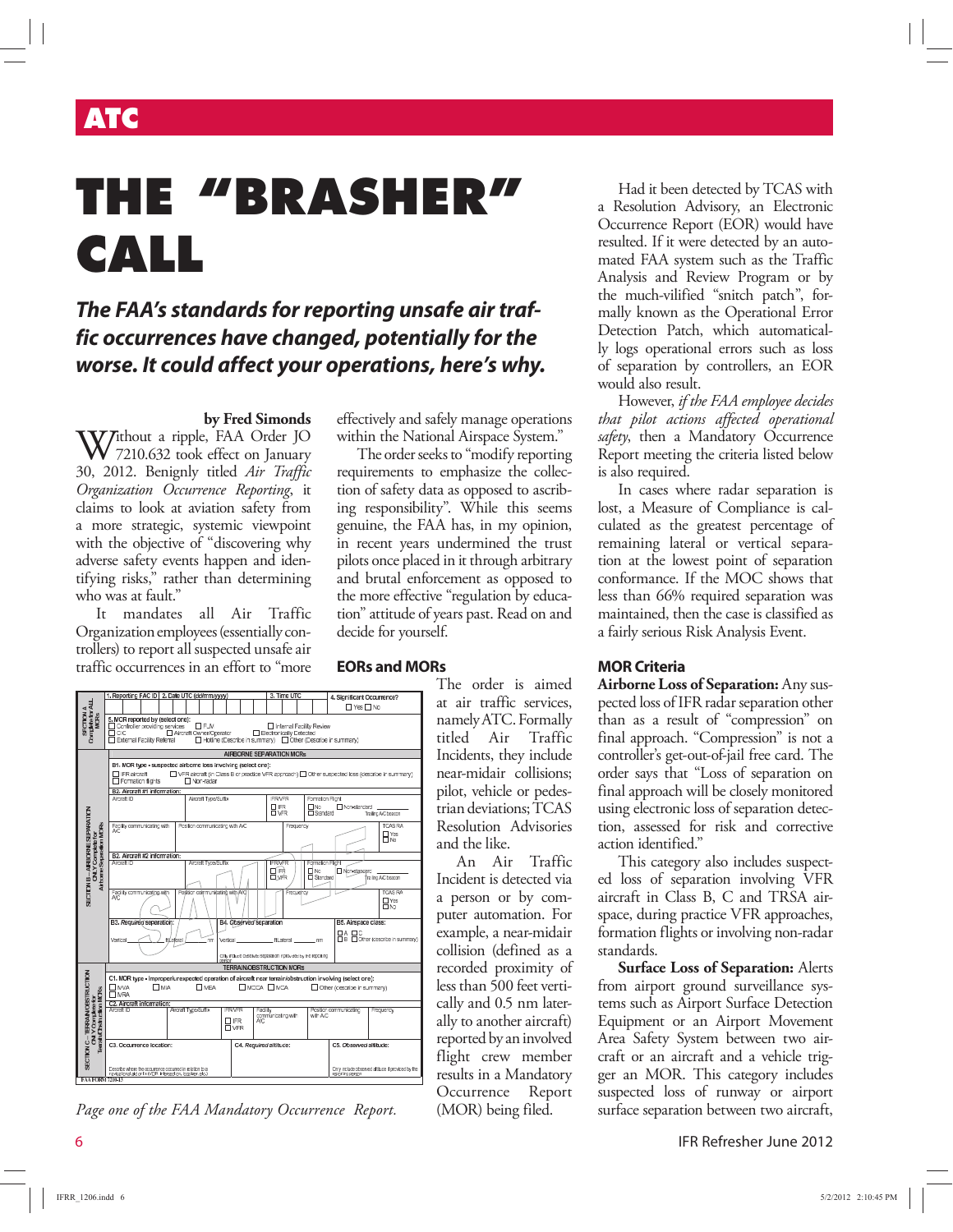ATC

# THE "BRASHER" CALL

***The FAA's standards for reporting unsafe air traffic occurrences have changed, potentially for the worse. It could affect your operations, here's why.***

**by Fred Simonds**

Without a ripple, FAA Order JO 7210.632 took effect on January 30, 2012. Benignly titled *Air Traffic Organization Occurrence Reporting*, it claims to look at aviation safety from a more strategic, systemic viewpoint with the objective of "discovering why adverse safety events happen and identifying risks," rather than determining who was at fault."

It mandates all Air Traffic Organization employees (essentially controllers) to report all suspected unsafe air traffic occurrences in an effort to "more effectively and safely manage operations within the National Airspace System."

The order seeks to "modify reporting requirements to emphasize the collection of safety data as opposed to ascribing responsibility". While this seems genuine, the FAA has, in my opinion, in recent years undermined the trust pilots once placed in it through arbitrary and brutal enforcement as opposed to the more effective "regulation by education" attitude of years past. Read on and decide for yourself.

## EORs and MORs

The order is aimed at air traffic services, namely ATC. Formally titled Air Traffic Incidents, they include near-midair collisions; pilot, vehicle or pedestrian deviations; TCAS Resolution Advisories and the like.

An Air Traffic Incident is detected via a person or by computer automation. For example, a near-midair collision (defined as a recorded proximity of less than 500 feet vertically and 0.5 nm laterally to another aircraft) reported by an involved flight crew member results in a Mandatory Occurrence Report (MOR) being filed.

*Page one of the FAA Mandatory Occurrence Report.*

Had it been detected by TCAS with a Resolution Advisory, an Electronic Occurrence Report (EOR) would have resulted. If it were detected by an automated FAA system such as the Traffic Analysis and Review Program or by the much-vilified "snitch patch", formally known as the Operational Error Detection Patch, which automatically logs operational errors such as loss of separation by controllers, an EOR would also result.

However, *if the FAA employee decides that pilot actions affected operational safety*, then a Mandatory Occurrence Report meeting the criteria listed below is also required.

In cases where radar separation is lost, a Measure of Compliance is calculated as the greatest percentage of remaining lateral or vertical separation at the lowest point of separation conformance. If the MOC shows that less than 66% required separation was maintained, then the case is classified as a fairly serious Risk Analysis Event.

## MOR Criteria

**Airborne Loss of Separation:** Any suspected loss of IFR radar separation other than as a result of "compression" on final approach. "Compression" is not a controller's get-out-of-jail free card. The order says that "Loss of separation on final approach will be closely monitored using electronic loss of separation detection, assessed for risk and corrective action identified."

This category also includes suspected loss of separation involving VFR aircraft in Class B, C and TRSA airspace, during practice VFR approaches, formation flights or involving non-radar standards.

**Surface Loss of Separation:** Alerts from airport ground surveillance systems such as Airport Surface Detection Equipment or an Airport Movement Area Safety System between two aircraft or an aircraft and a vehicle trigger an MOR. This category includes suspected loss of runway or airport surface separation between two aircraft,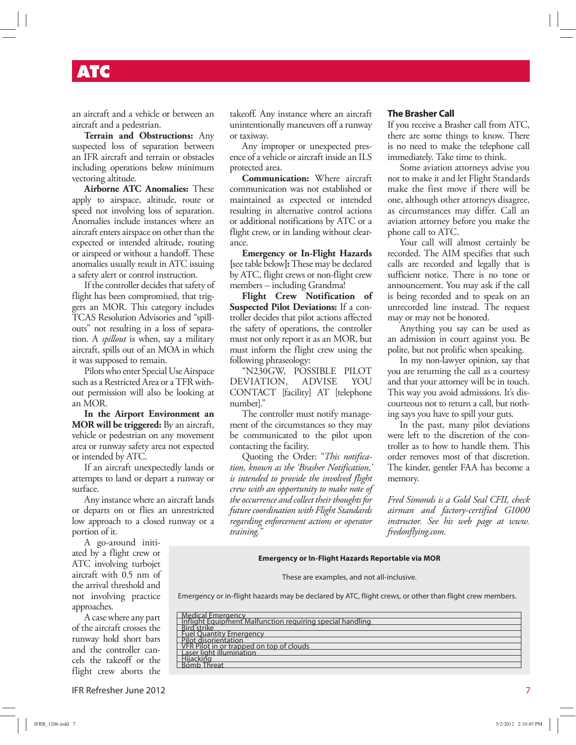# ATC

an aircraft and a vehicle or between an aircraft and a pedestrian.

**Terrain and Obstructions:** Any suspected loss of separation between an IFR aircraft and terrain or obstacles including operations below minimum vectoring altitude.

**Airborne ATC Anomalies:** These apply to airspace, altitude, route or speed not involving loss of separation. Anomalies include instances where an aircraft enters airspace on other than the expected or intended altitude, routing or airspeed or without a handoff. These anomalies usually result in ATC issuing a safety alert or control instruction.

If the controller decides that safety of flight has been compromised, that triggers an MOR. This category includes TCAS Resolution Advisories and "spillouts" not resulting in a loss of separation. A *spillout* is when, say a military aircraft, spills out of an MOA in which it was supposed to remain.

Pilots who enter Special Use Airspace such as a Restricted Area or a TFR without permission will also be looking at an MOR.

**In the Airport Environment an MOR will be triggered:** By an aircraft, vehicle or pedestrian on any movement area or runway safety area not expected or intended by ATC.

If an aircraft unexpectedly lands or attempts to land or depart a runway or surface.

Any instance where an aircraft lands or departs on or flies an unrestricted low approach to a closed runway or a portion of it.

A go-around initiated by a flight crew or ATC involving turbojet aircraft with 0.5 nm of the arrival threshold and not involving practice approaches.

A case where any part of the aircraft crosses the runway hold short bars and the controller cancels the takeoff or the flight crew aborts the takeoff. Any instance where an aircraft unintentionally maneuvers off a runway or taxiway.

Any improper or unexpected presence of a vehicle or aircraft inside an ILS protected area.

**Communication:** Where aircraft communication was not established or maintained as expected or intended resulting in alternative control actions or additional notifications by ATC or a flight crew, or in landing without clearance.

**Emergency or In-Flight Hazards** [see table below]**:** These may be declared by ATC, flight crews or non-flight crew members – including Grandma!

**Flight Crew Notification of Suspected Pilot Deviations:** If a controller decides that pilot actions affected the safety of operations, the controller must not only report it as an MOR, but must inform the flight crew using the following phraseology:

"N230GW, POSSIBLE PILOT DEVIATION, ADVISE YOU CONTACT [facility] AT [telephone number]."

The controller must notify management of the circumstances so they may be communicated to the pilot upon contacting the facility.

Quoting the Order: "*This notification, known as the 'Brasher Notification,' is intended to provide the involved flight crew with an opportunity to make note of the occurrence and collect their thoughts for future coordination with Flight Standards regarding enforcement actions or operator training.*"

## The Brasher Call

If you receive a Brasher call from ATC, there are some things to know. There is no need to make the telephone call immediately. Take time to think.

Some aviation attorneys advise you not to make it and let Flight Standards make the first move if there will be one, although other attorneys disagree, as circumstances may differ. Call an aviation attorney before you make the phone call to ATC.

Your call will almost certainly be recorded. The AIM specifies that such calls are recorded and legally that is sufficient notice. There is no tone or announcement. You may ask if the call is being recorded and to speak on an unrecorded line instead. The request may or may not be honored.

Anything you say can be used as an admission in court against you. Be polite, but not prolific when speaking.

In my non-lawyer opinion, say that you are returning the call as a courtesy and that your attorney will be in touch. This way you avoid admissions. It's discourteous not to return a call, but nothing says you have to spill your guts.

In the past, many pilot deviations were left to the discretion of the controller as to how to handle them. This order removes most of that discretion. The kinder, gentler FAA has become a memory.

*Fred Simonds is a Gold Seal CFII, check airman and factory-certified G1000 instructor. See his web page at www.fredonflying.com.*

**Emergency or In-Flight Hazards Reportable via MOR**

These are examples, and not all-inclusive.

Emergency or in-flight hazards may be declared by ATC, flight crews, or other than flight crew members.

| |
|---|
| Medical Emergency |
| Inflight Equipment Malfunction requiring special handling |
| Bird strike |
| Fuel Quantity Emergency |
| Pilot disorientation |
| VFR Pilot in or trapped on top of clouds |
| Laser light illumination |
| Hijacking |
| Bomb Threat |